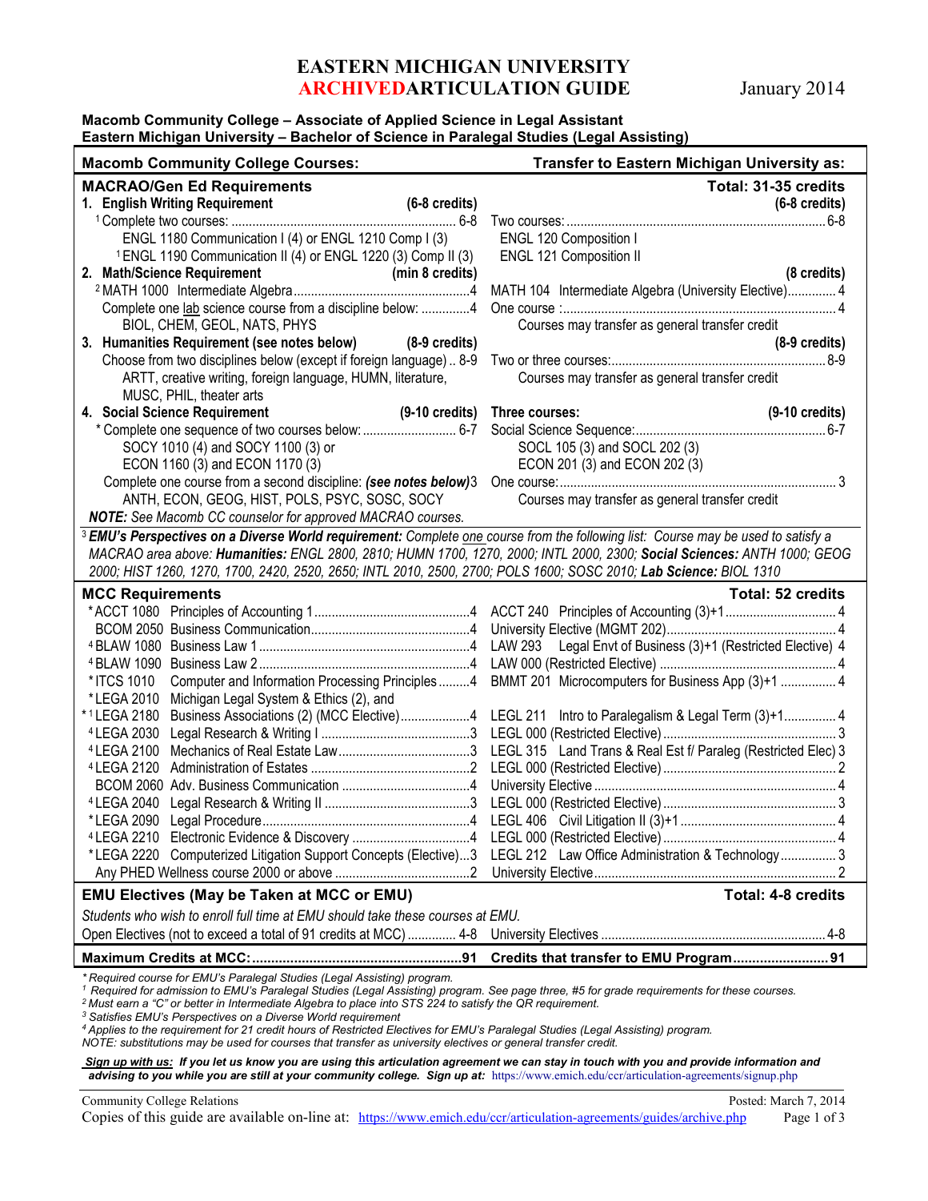# EASTERN MICHIGAN UNIVERSITY
## ARCHIVEDARTICULATION GUIDE

January 2014

**Macomb Community College – Associate of Applied Science in Legal Assistant**
**Eastern Michigan University – Bachelor of Science in Paralegal Studies (Legal Assisting)**

| Macomb Community College Courses: | Transfer to Eastern Michigan University as: |
|---|---|
| **MACRAO/Gen Ed Requirements** | **Total: 31-35 credits** |
| **1. English Writing Requirement (6-8 credits)** | **(6-8 credits)** |
| [1] Complete two courses: ... 6-8 | Two courses: ... 6-8 |
| ENGL 1180 Communication I (4) or ENGL 1210 Comp I (3) | ENGL 120 Composition I |
| [1] ENGL 1190 Communication II (4) or ENGL 1220 (3) Comp II (3) | ENGL 121 Composition II |
| **2. Math/Science Requirement (min 8 credits)** | **(8 credits)** |
| [2] MATH 1000 Intermediate Algebra ... 4 | MATH 104 Intermediate Algebra (University Elective) ... 4 |
| Complete one <u>lab</u> science course from a discipline below: ... 4 | One course : ... 4 |
| BIOL, CHEM, GEOL, NATS, PHYS | Courses may transfer as general transfer credit |
| **3. Humanities Requirement (see notes below) (8-9 credits)** | **(8-9 credits)** |
| Choose from two disciplines below (except if foreign language) .. 8-9 | Two or three courses: ... 8-9 |
| ARTT, creative writing, foreign language, HUMN, literature, MUSC, PHIL, theater arts | Courses may transfer as general transfer credit |
| **4. Social Science Requirement (9-10 credits)** | **Three courses: (9-10 credits)** |
| * Complete one sequence of two courses below: ... 6-7 | Social Science Sequence: ... 6-7 |
| SOCY 1010 (4) and SOCY 1100 (3) or | SOCL 105 (3) and SOCL 202 (3) |
| ECON 1160 (3) and ECON 1170 (3) | ECON 201 (3) and ECON 202 (3) |
| Complete one course from a second discipline: ***(see notes below)*** 3 | One course: ... 3 |
| ANTH, ECON, GEOG, HIST, POLS, PSYC, SOSC, SOCY | Courses may transfer as general transfer credit |
| ***NOTE:*** *See Macomb CC counselor for approved MACRAO courses.* | |

[3] ***EMU's Perspectives on a Diverse World requirement:*** *Complete <u>one</u> course from the following list: Course may be used to satisfy a MACRAO area above:* ***Humanities:*** *ENGL 2800, 2810; HUMN 1700, 1270, 2000; INTL 2000, 2300;* ***Social Sciences:*** *ANTH 1000; GEOG 2000; HIST 1260, 1270, 1700, 2420, 2520, 2650; INTL 2010, 2500, 2700; POLS 1600; SOSC 2010;* ***Lab Science:*** *BIOL 1310*

| MCC Requirements | Transfer to EMU as: |
|---|---|
| **MCC Requirements** | **Total: 52 credits** |
| * ACCT 1080 Principles of Accounting 1 ... 4 | ACCT 240 Principles of Accounting (3)+1 ... 4 |
| BCOM 2050 Business Communication ... 4 | University Elective (MGMT 202) ... 4 |
| [4] BLAW 1080 Business Law 1 ... 4 | LAW 293 Legal Envt of Business (3)+1 (Restricted Elective) 4 |
| [4] BLAW 1090 Business Law 2 ... 4 | LAW 000 (Restricted Elective) ... 4 |
| * ITCS 1010 Computer and Information Processing Principles ... 4 | BMMT 201 Microcomputers for Business App (3)+1 ... 4 |
| * LEGA 2010 Michigan Legal System & Ethics (2), and * [1] LEGA 2180 Business Associations (2) (MCC Elective) ... 4 | LEGL 211 Intro to Paralegalism & Legal Term (3)+1 ... 4 |
| [4] LEGA 2030 Legal Research & Writing I ... 3 | LEGL 000 (Restricted Elective) ... 3 |
| [4] LEGA 2100 Mechanics of Real Estate Law ... 3 | LEGL 315 Land Trans & Real Est f/ Paraleg (Restricted Elec) 3 |
| [4] LEGA 2120 Administration of Estates ... 2 | LEGL 000 (Restricted Elective) ... 2 |
| BCOM 2060 Adv. Business Communication ... 4 | University Elective ... 4 |
| [4] LEGA 2040 Legal Research & Writing II ... 3 | LEGL 000 (Restricted Elective) ... 3 |
| * LEGA 2090 Legal Procedure ... 4 | LEGL 406 Civil Litigation II (3)+1 ... 4 |
| [4] LEGA 2210 Electronic Evidence & Discovery ... 4 | LEGL 000 (Restricted Elective) ... 4 |
| * LEGA 2220 Computerized Litigation Support Concepts (Elective) ... 3 | LEGL 212 Law Office Administration & Technology ... 3 |
| Any PHED Wellness course 2000 or above ... 2 | University Elective ... 2 |
| **EMU Electives (May be Taken at MCC or EMU)** | **Total: 4-8 credits** |
| *Students who wish to enroll full time at EMU should take these courses at EMU.* | |
| Open Electives (not to exceed a total of 91 credits at MCC) ... 4-8 | University Electives ... 4-8 |
| **Maximum Credits at MCC: ... 91** | **Credits that transfer to EMU Program ... 91** |

*\* Required course for EMU's Paralegal Studies (Legal Assisting) program.*
*[1] Required for admission to EMU's Paralegal Studies (Legal Assisting) program. See page three, #5 for grade requirements for these courses.*
*[2] Must earn a "C" or better in Intermediate Algebra to place into STS 224 to satisfy the QR requirement.*
*[3] Satisfies EMU's Perspectives on a Diverse World requirement*
*[4] Applies to the requirement for 21 credit hours of Restricted Electives for EMU's Paralegal Studies (Legal Assisting) program.*
*NOTE: substitutions may be used for courses that transfer as university electives or general transfer credit.*

***<u>Sign up with us:</u>* If you let us know you are using this articulation agreement we can stay in touch with you and provide information and advising to you while you are still at your community college. Sign up at:** https://www.emich.edu/ccr/articulation-agreements/signup.php

Community College Relations — Posted: March 7, 2014

Copies of this guide are available on-line at: https://www.emich.edu/ccr/articulation-agreements/guides/archive.php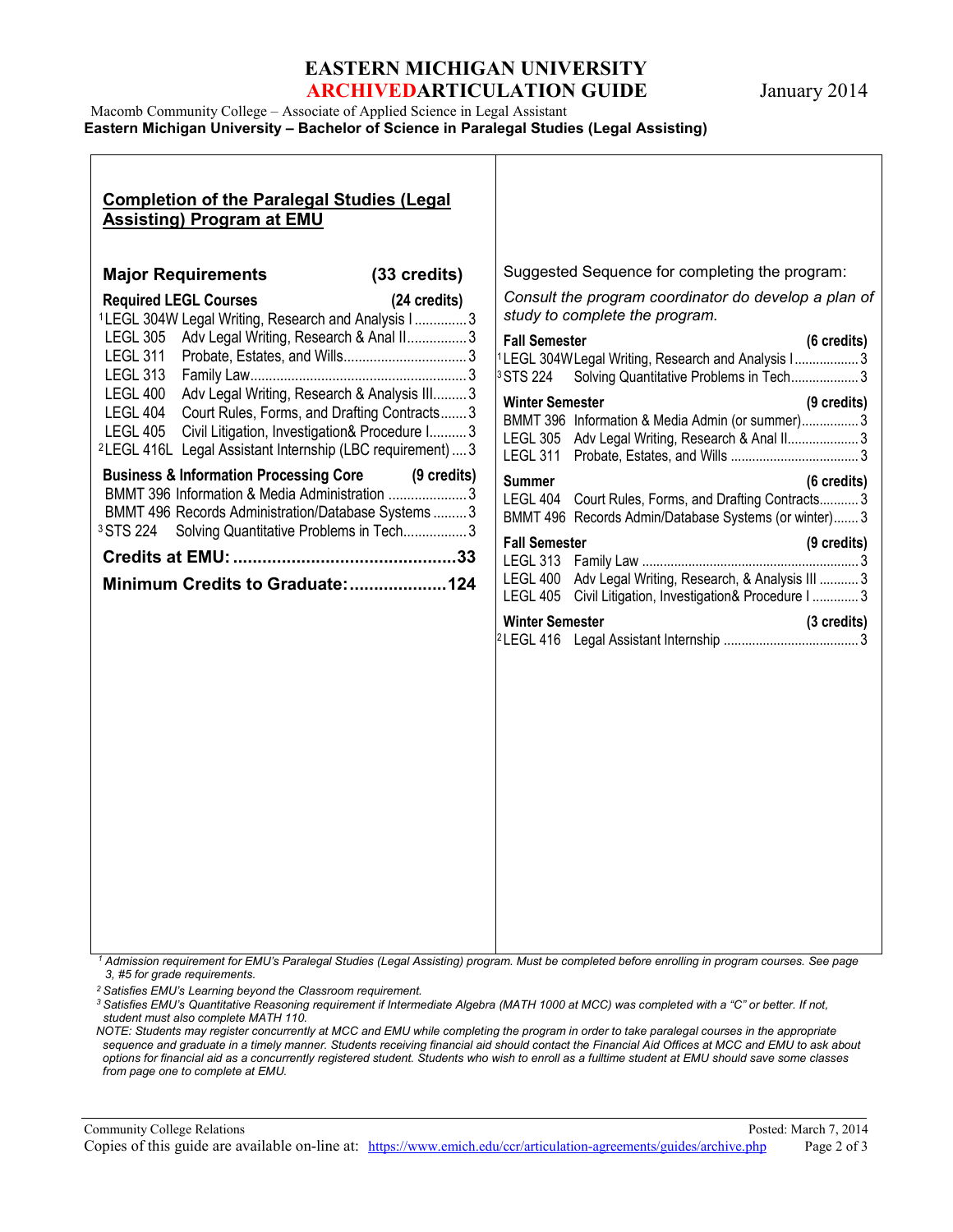# EASTERN MICHIGAN UNIVERSITY
## ARCHIVEDARTICULATION GUIDE

January 2014

Macomb Community College – Associate of Applied Science in Legal Assistant
**Eastern Michigan University – Bachelor of Science in Paralegal Studies (Legal Assisting)**

## Completion of the Paralegal Studies (Legal Assisting) Program at EMU

### Major Requirements (33 credits)

**Required LEGL Courses (24 credits)**

| Course | Title | Credits |
|---|---|---|
| [1]LEGL 304W | Legal Writing, Research and Analysis I | 3 |
| LEGL 305 | Adv Legal Writing, Research & Anal II | 3 |
| LEGL 311 | Probate, Estates, and Wills | 3 |
| LEGL 313 | Family Law | 3 |
| LEGL 400 | Adv Legal Writing, Research & Analysis III | 3 |
| LEGL 404 | Court Rules, Forms, and Drafting Contracts | 3 |
| LEGL 405 | Civil Litigation, Investigation& Procedure I | 3 |
| [2]LEGL 416L | Legal Assistant Internship (LBC requirement) | 3 |

**Business & Information Processing Core (9 credits)**

| Course | Title | Credits |
|---|---|---|
| BMMT 396 | Information & Media Administration | 3 |
| BMMT 496 | Records Administration/Database Systems | 3 |
| [3]STS 224 | Solving Quantitative Problems in Tech | 3 |

**Credits at EMU: 33**

**Minimum Credits to Graduate: 124**

Suggested Sequence for completing the program:

*Consult the program coordinator do develop a plan of study to complete the program.*

**Fall Semester (6 credits)**

| Course | Title | Credits |
|---|---|---|
| [1]LEGL 304W | Legal Writing, Research and Analysis I | 3 |
| [3]STS 224 | Solving Quantitative Problems in Tech | 3 |

**Winter Semester (9 credits)**

| Course | Title | Credits |
|---|---|---|
| BMMT 396 | Information & Media Admin (or summer) | 3 |
| LEGL 305 | Adv Legal Writing, Research & Anal II | 3 |
| LEGL 311 | Probate, Estates, and Wills | 3 |

**Summer (6 credits)**

| Course | Title | Credits |
|---|---|---|
| LEGL 404 | Court Rules, Forms, and Drafting Contracts | 3 |
| BMMT 496 | Records Admin/Database Systems (or winter) | 3 |

**Fall Semester (9 credits)**

| Course | Title | Credits |
|---|---|---|
| LEGL 313 | Family Law | 3 |
| LEGL 400 | Adv Legal Writing, Research, & Analysis III | 3 |
| LEGL 405 | Civil Litigation, Investigation& Procedure I | 3 |

**Winter Semester (3 credits)**

| Course | Title | Credits |
|---|---|---|
| [2]LEGL 416 | Legal Assistant Internship | 3 |

*[1] Admission requirement for EMU's Paralegal Studies (Legal Assisting) program. Must be completed before enrolling in program courses. See page 3, #5 for grade requirements.*

*[2] Satisfies EMU's Learning beyond the Classroom requirement.*

*[3] Satisfies EMU's Quantitative Reasoning requirement if Intermediate Algebra (MATH 1000 at MCC) was completed with a "C" or better. If not, student must also complete MATH 110.*

*NOTE: Students may register concurrently at MCC and EMU while completing the program in order to take paralegal courses in the appropriate sequence and graduate in a timely manner. Students receiving financial aid should contact the Financial Aid Offices at MCC and EMU to ask about options for financial aid as a concurrently registered student. Students who wish to enroll as a fulltime student at EMU should save some classes from page one to complete at EMU.*

Community College Relations — Posted: March 7, 2014

Copies of this guide are available on-line at: https://www.emich.edu/ccr/articulation-agreements/guides/archive.php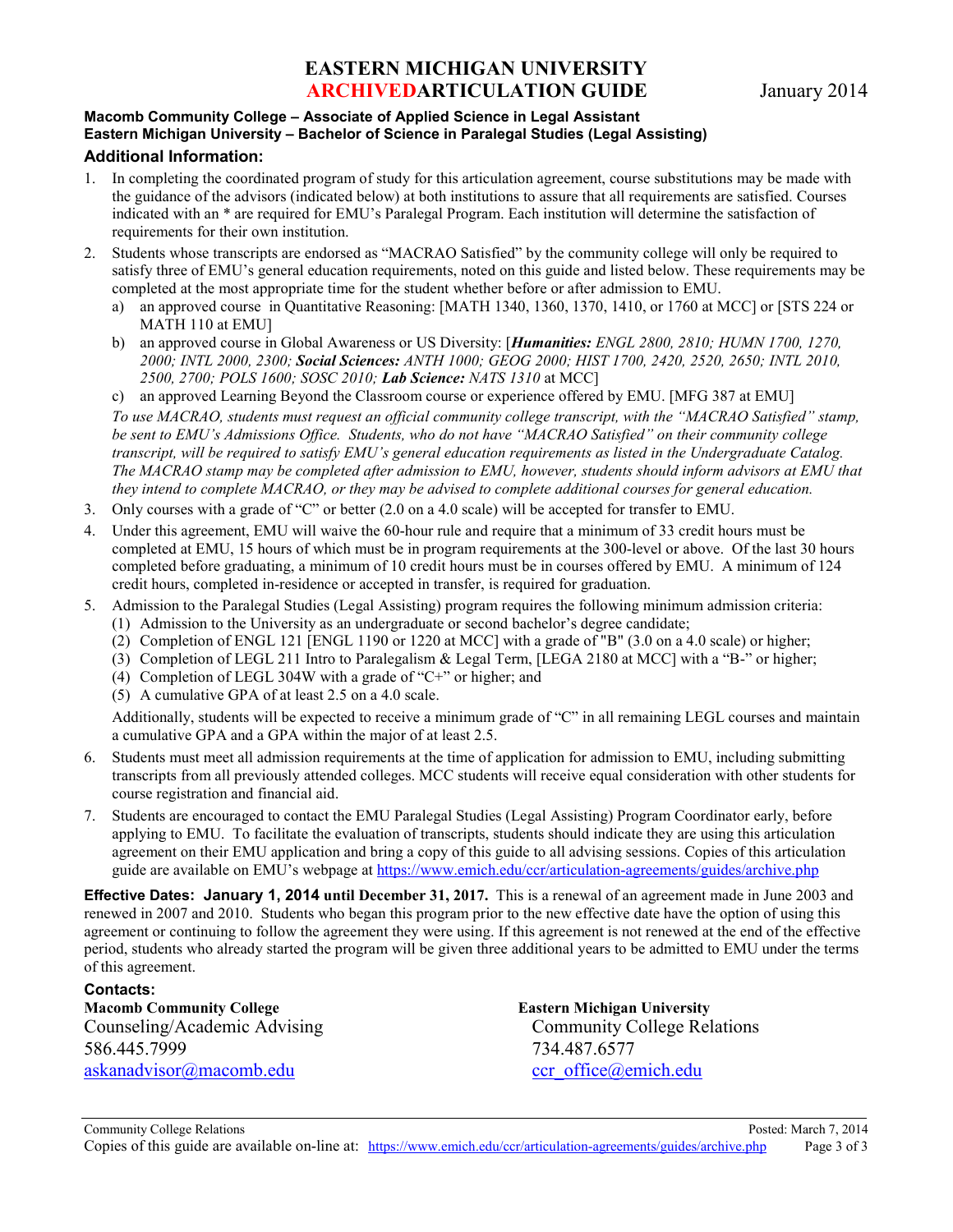# EASTERN MICHIGAN UNIVERSITY ARCHIVEDARTICULATION GUIDE

January 2014

**Macomb Community College – Associate of Applied Science in Legal Assistant**
**Eastern Michigan University – Bachelor of Science in Paralegal Studies (Legal Assisting)**

### Additional Information:

1. In completing the coordinated program of study for this articulation agreement, course substitutions may be made with the guidance of the advisors (indicated below) at both institutions to assure that all requirements are satisfied. Courses indicated with an * are required for EMU's Paralegal Program. Each institution will determine the satisfaction of requirements for their own institution.
2. Students whose transcripts are endorsed as "MACRAO Satisfied" by the community college will only be required to satisfy three of EMU's general education requirements, noted on this guide and listed below. These requirements may be completed at the most appropriate time for the student whether before or after admission to EMU.
   a) an approved course in Quantitative Reasoning: [MATH 1340, 1360, 1370, 1410, or 1760 at MCC] or [STS 224 or MATH 110 at EMU]
   b) an approved course in Global Awareness or US Diversity: [***Humanities:*** *ENGL 2800, 2810; HUMN 1700, 1270, 2000; INTL 2000, 2300;* ***Social Sciences:*** *ANTH 1000; GEOG 2000; HIST 1700, 2420, 2520, 2650; INTL 2010, 2500, 2700; POLS 1600; SOSC 2010;* ***Lab Science:*** *NATS 1310* at MCC]
   c) an approved Learning Beyond the Classroom course or experience offered by EMU. [MFG 387 at EMU]

   *To use MACRAO, students must request an official community college transcript, with the "MACRAO Satisfied" stamp, be sent to EMU's Admissions Office. Students, who do not have "MACRAO Satisfied" on their community college transcript, will be required to satisfy EMU's general education requirements as listed in the Undergraduate Catalog. The MACRAO stamp may be completed after admission to EMU, however, students should inform advisors at EMU that they intend to complete MACRAO, or they may be advised to complete additional courses for general education.*
3. Only courses with a grade of "C" or better (2.0 on a 4.0 scale) will be accepted for transfer to EMU.
4. Under this agreement, EMU will waive the 60-hour rule and require that a minimum of 33 credit hours must be completed at EMU, 15 hours of which must be in program requirements at the 300-level or above. Of the last 30 hours completed before graduating, a minimum of 10 credit hours must be in courses offered by EMU. A minimum of 124 credit hours, completed in-residence or accepted in transfer, is required for graduation.
5. Admission to the Paralegal Studies (Legal Assisting) program requires the following minimum admission criteria:
   (1) Admission to the University as an undergraduate or second bachelor's degree candidate;
   (2) Completion of ENGL 121 [ENGL 1190 or 1220 at MCC] with a grade of "B" (3.0 on a 4.0 scale) or higher;
   (3) Completion of LEGL 211 Intro to Paralegalism & Legal Term, [LEGA 2180 at MCC] with a "B-" or higher;
   (4) Completion of LEGL 304W with a grade of "C+" or higher; and
   (5) A cumulative GPA of at least 2.5 on a 4.0 scale.

   Additionally, students will be expected to receive a minimum grade of "C" in all remaining LEGL courses and maintain a cumulative GPA and a GPA within the major of at least 2.5.
6. Students must meet all admission requirements at the time of application for admission to EMU, including submitting transcripts from all previously attended colleges. MCC students will receive equal consideration with other students for course registration and financial aid.
7. Students are encouraged to contact the EMU Paralegal Studies (Legal Assisting) Program Coordinator early, before applying to EMU. To facilitate the evaluation of transcripts, students should indicate they are using this articulation agreement on their EMU application and bring a copy of this guide to all advising sessions. Copies of this articulation guide are available on EMU's webpage at https://www.emich.edu/ccr/articulation-agreements/guides/archive.php

**Effective Dates: January 1, 2014 until December 31, 2017.** This is a renewal of an agreement made in June 2003 and renewed in 2007 and 2010. Students who began this program prior to the new effective date have the option of using this agreement or continuing to follow the agreement they were using. If this agreement is not renewed at the end of the effective period, students who already started the program will be given three additional years to be admitted to EMU under the terms of this agreement.

### Contacts:

**Macomb Community College**
Counseling/Academic Advising
586.445.7999
askanadvisor@macomb.edu

**Eastern Michigan University**
Community College Relations
734.487.6577
ccr_office@emich.edu

Community College Relations
Posted: March 7, 2014
Copies of this guide are available on-line at: https://www.emich.edu/ccr/articulation-agreements/guides/archive.php